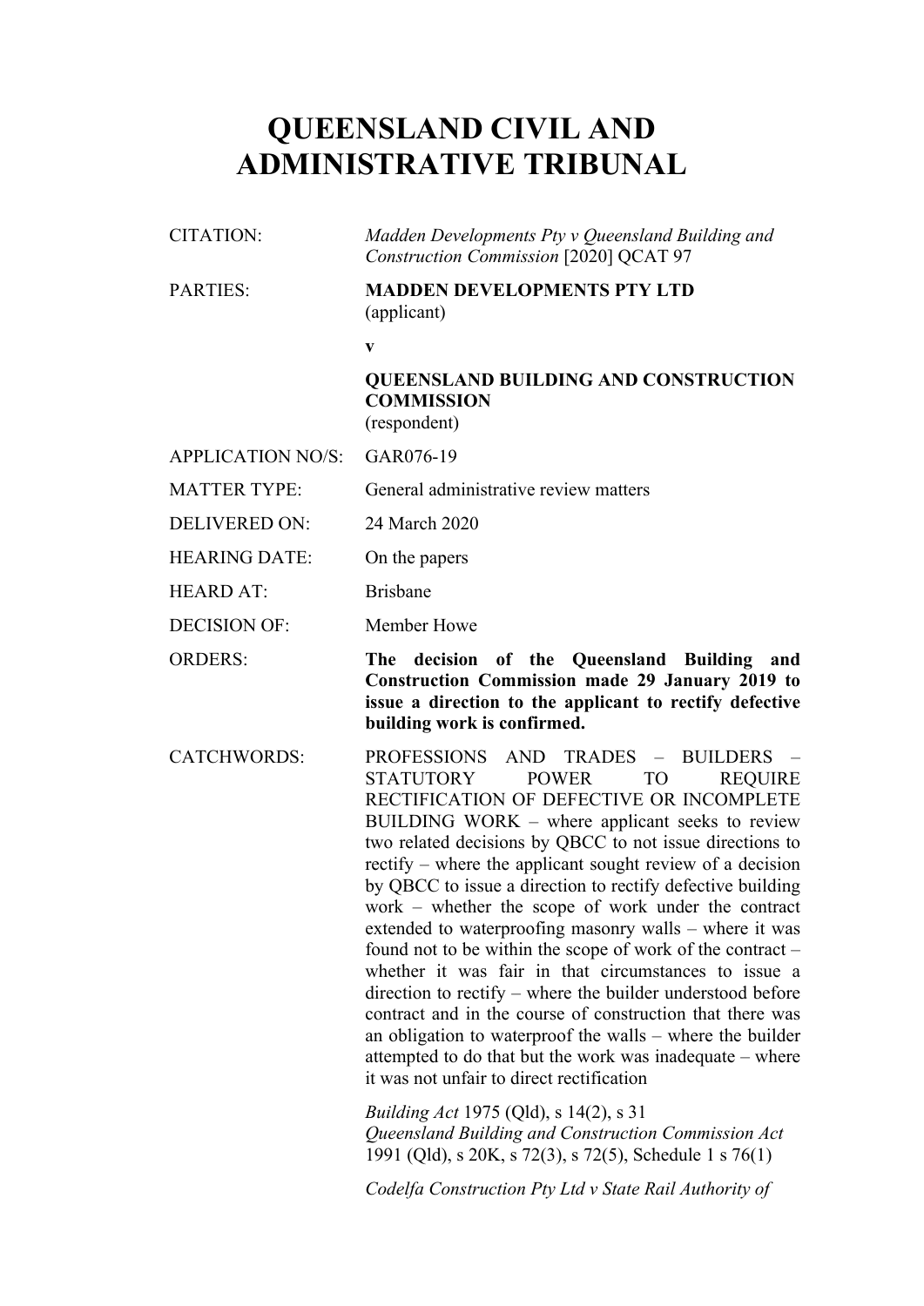# QUEENSLAND CIVIL AND ADMINISTRATIVE TRIBUNAL

| | |
|---|---|
| CITATION: | *Madden Developments Pty v Queensland Building and Construction Commission* [2020] QCAT 97 |
| PARTIES: | **MADDEN DEVELOPMENTS PTY LTD** (applicant) <br> **v** <br> **QUEENSLAND BUILDING AND CONSTRUCTION COMMISSION** (respondent) |
| APPLICATION NO/S: | GAR076-19 |
| MATTER TYPE: | General administrative review matters |
| DELIVERED ON: | 24 March 2020 |
| HEARING DATE: | On the papers |
| HEARD AT: | Brisbane |
| DECISION OF: | Member Howe |
| ORDERS: | **The decision of the Queensland Building and Construction Commission made 29 January 2019 to issue a direction to the applicant to rectify defective building work is confirmed.** |
| CATCHWORDS: | PROFESSIONS AND TRADES – BUILDERS – STATUTORY POWER TO REQUIRE RECTIFICATION OF DEFECTIVE OR INCOMPLETE BUILDING WORK – where applicant seeks to review two related decisions by QBCC to not issue directions to rectify – where the applicant sought review of a decision by QBCC to issue a direction to rectify defective building work – whether the scope of work under the contract extended to waterproofing masonry walls – where it was found not to be within the scope of work of the contract – whether it was fair in that circumstances to issue a direction to rectify – where the builder understood before contract and in the course of construction that there was an obligation to waterproof the walls – where the builder attempted to do that but the work was inadequate – where it was not unfair to direct rectification <br><br> *Building Act* 1975 (Qld), s 14(2), s 31 <br> *Queensland Building and Construction Commission Act* 1991 (Qld), s 20K, s 72(3), s 72(5), Schedule 1 s 76(1) <br><br> *Codelfa Construction Pty Ltd v State Rail Authority of* |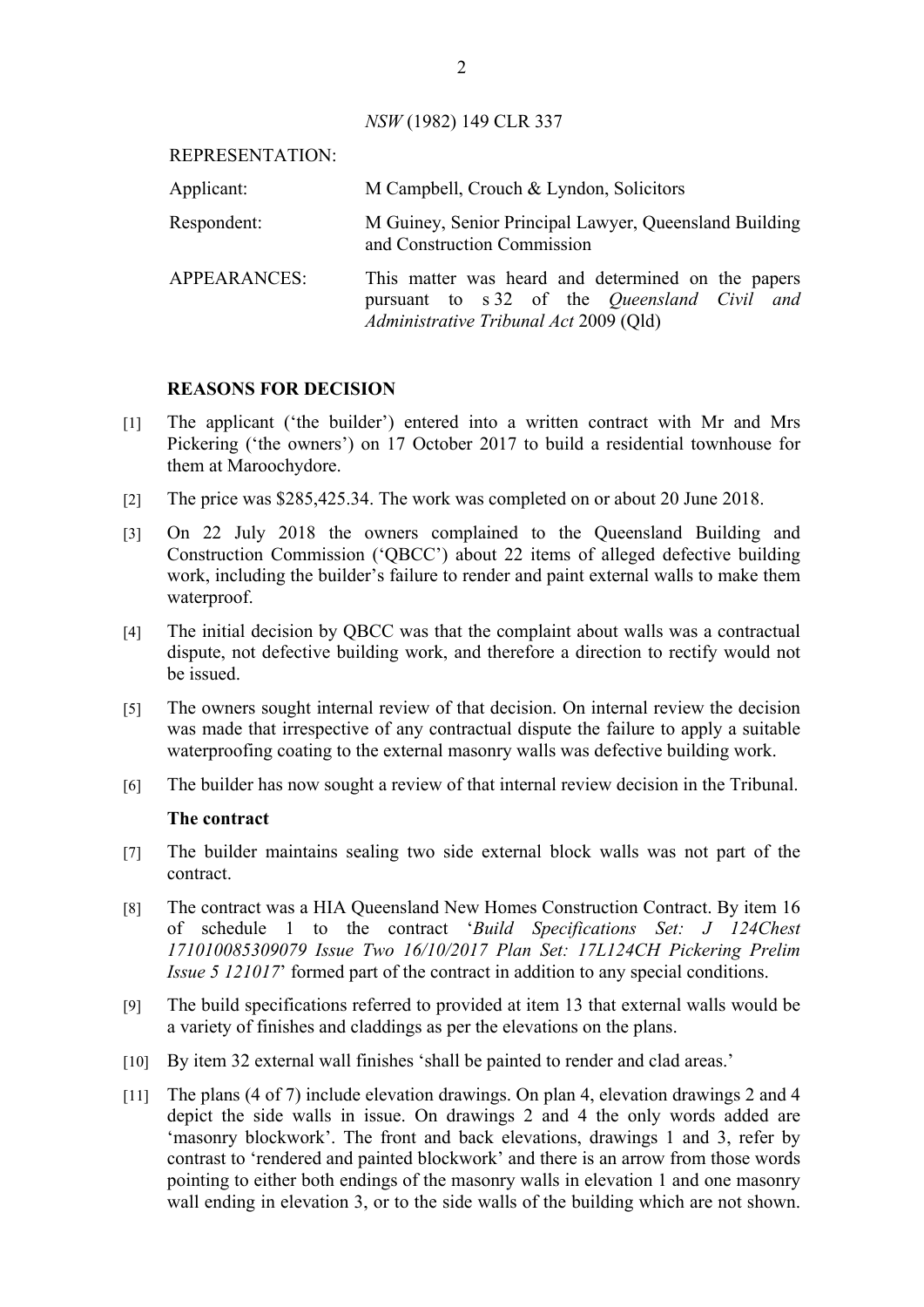*NSW* (1982) 149 CLR 337

| REPRESENTATION: | |
|---|---|
| Applicant: | M Campbell, Crouch & Lyndon, Solicitors |
| Respondent: | M Guiney, Senior Principal Lawyer, Queensland Building and Construction Commission |
| APPEARANCES: | This matter was heard and determined on the papers pursuant to s 32 of the *Queensland Civil and Administrative Tribunal Act* 2009 (Qld) |

## REASONS FOR DECISION

[1] The applicant ('the builder') entered into a written contract with Mr and Mrs Pickering ('the owners') on 17 October 2017 to build a residential townhouse for them at Maroochydore.

[2] The price was $285,425.34. The work was completed on or about 20 June 2018.

[3] On 22 July 2018 the owners complained to the Queensland Building and Construction Commission ('QBCC') about 22 items of alleged defective building work, including the builder's failure to render and paint external walls to make them waterproof.

[4] The initial decision by QBCC was that the complaint about walls was a contractual dispute, not defective building work, and therefore a direction to rectify would not be issued.

[5] The owners sought internal review of that decision. On internal review the decision was made that irrespective of any contractual dispute the failure to apply a suitable waterproofing coating to the external masonry walls was defective building work.

[6] The builder has now sought a review of that internal review decision in the Tribunal.

### The contract

[7] The builder maintains sealing two side external block walls was not part of the contract.

[8] The contract was a HIA Queensland New Homes Construction Contract. By item 16 of schedule 1 to the contract '*Build Specifications Set: J 124Chest 171010085309079 Issue Two 16/10/2017 Plan Set: 17L124CH Pickering Prelim Issue 5 121017*' formed part of the contract in addition to any special conditions.

[9] The build specifications referred to provided at item 13 that external walls would be a variety of finishes and claddings as per the elevations on the plans.

[10] By item 32 external wall finishes 'shall be painted to render and clad areas.'

[11] The plans (4 of 7) include elevation drawings. On plan 4, elevation drawings 2 and 4 depict the side walls in issue. On drawings 2 and 4 the only words added are 'masonry blockwork'. The front and back elevations, drawings 1 and 3, refer by contrast to 'rendered and painted blockwork' and there is an arrow from those words pointing to either both endings of the masonry walls in elevation 1 and one masonry wall ending in elevation 3, or to the side walls of the building which are not shown.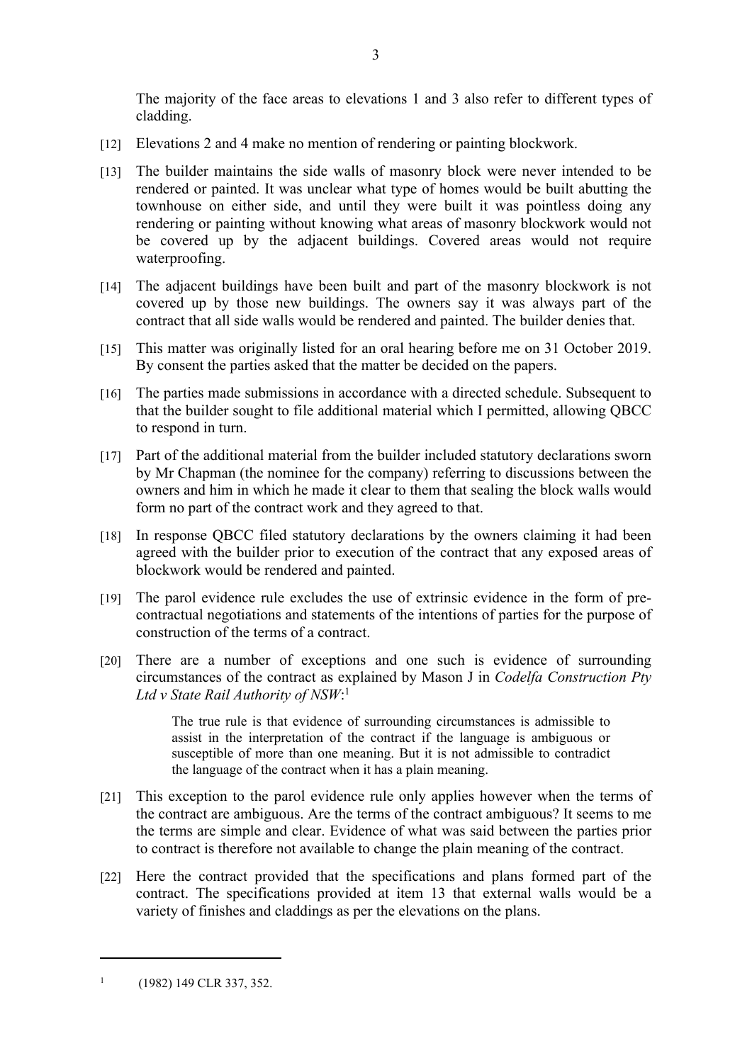The majority of the face areas to elevations 1 and 3 also refer to different types of cladding.

[12] Elevations 2 and 4 make no mention of rendering or painting blockwork.

[13] The builder maintains the side walls of masonry block were never intended to be rendered or painted. It was unclear what type of homes would be built abutting the townhouse on either side, and until they were built it was pointless doing any rendering or painting without knowing what areas of masonry blockwork would not be covered up by the adjacent buildings. Covered areas would not require waterproofing.

[14] The adjacent buildings have been built and part of the masonry blockwork is not covered up by those new buildings. The owners say it was always part of the contract that all side walls would be rendered and painted. The builder denies that.

[15] This matter was originally listed for an oral hearing before me on 31 October 2019. By consent the parties asked that the matter be decided on the papers.

[16] The parties made submissions in accordance with a directed schedule. Subsequent to that the builder sought to file additional material which I permitted, allowing QBCC to respond in turn.

[17] Part of the additional material from the builder included statutory declarations sworn by Mr Chapman (the nominee for the company) referring to discussions between the owners and him in which he made it clear to them that sealing the block walls would form no part of the contract work and they agreed to that.

[18] In response QBCC filed statutory declarations by the owners claiming it had been agreed with the builder prior to execution of the contract that any exposed areas of blockwork would be rendered and painted.

[19] The parol evidence rule excludes the use of extrinsic evidence in the form of pre-contractual negotiations and statements of the intentions of parties for the purpose of construction of the terms of a contract.

[20] There are a number of exceptions and one such is evidence of surrounding circumstances of the contract as explained by Mason J in *Codelfa Construction Pty Ltd v State Rail Authority of NSW*:[1]

> The true rule is that evidence of surrounding circumstances is admissible to assist in the interpretation of the contract if the language is ambiguous or susceptible of more than one meaning. But it is not admissible to contradict the language of the contract when it has a plain meaning.

[21] This exception to the parol evidence rule only applies however when the terms of the contract are ambiguous. Are the terms of the contract ambiguous? It seems to me the terms are simple and clear. Evidence of what was said between the parties prior to contract is therefore not available to change the plain meaning of the contract.

[22] Here the contract provided that the specifications and plans formed part of the contract. The specifications provided at item 13 that external walls would be a variety of finishes and claddings as per the elevations on the plans.

---

[1] (1982) 149 CLR 337, 352.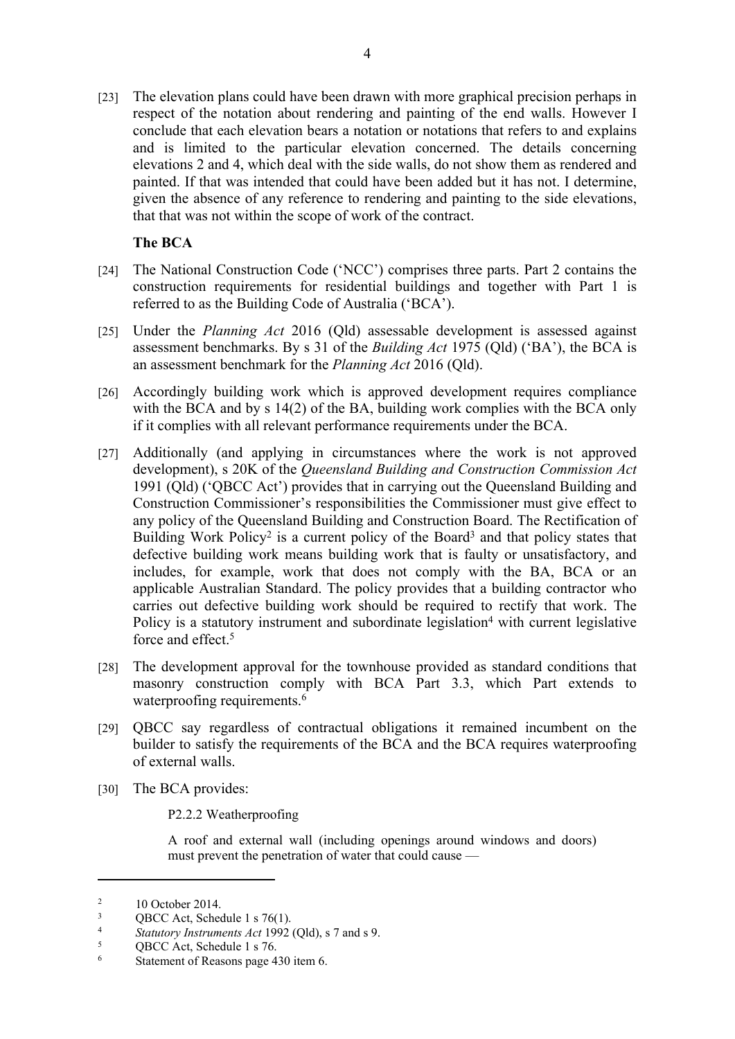[23] The elevation plans could have been drawn with more graphical precision perhaps in respect of the notation about rendering and painting of the end walls. However I conclude that each elevation bears a notation or notations that refers to and explains and is limited to the particular elevation concerned. The details concerning elevations 2 and 4, which deal with the side walls, do not show them as rendered and painted. If that was intended that could have been added but it has not. I determine, given the absence of any reference to rendering and painting to the side elevations, that that was not within the scope of work of the contract.

**The BCA**

[24] The National Construction Code ('NCC') comprises three parts. Part 2 contains the construction requirements for residential buildings and together with Part 1 is referred to as the Building Code of Australia ('BCA').

[25] Under the *Planning Act* 2016 (Qld) assessable development is assessed against assessment benchmarks. By s 31 of the *Building Act* 1975 (Qld) ('BA'), the BCA is an assessment benchmark for the *Planning Act* 2016 (Qld).

[26] Accordingly building work which is approved development requires compliance with the BCA and by s 14(2) of the BA, building work complies with the BCA only if it complies with all relevant performance requirements under the BCA.

[27] Additionally (and applying in circumstances where the work is not approved development), s 20K of the *Queensland Building and Construction Commission Act* 1991 (Qld) ('QBCC Act') provides that in carrying out the Queensland Building and Construction Commissioner's responsibilities the Commissioner must give effect to any policy of the Queensland Building and Construction Board. The Rectification of Building Work Policy[2] is a current policy of the Board[3] and that policy states that defective building work means building work that is faulty or unsatisfactory, and includes, for example, work that does not comply with the BA, BCA or an applicable Australian Standard. The policy provides that a building contractor who carries out defective building work should be required to rectify that work. The Policy is a statutory instrument and subordinate legislation[4] with current legislative force and effect.[5]

[28] The development approval for the townhouse provided as standard conditions that masonry construction comply with BCA Part 3.3, which Part extends to waterproofing requirements.[6]

[29] QBCC say regardless of contractual obligations it remained incumbent on the builder to satisfy the requirements of the BCA and the BCA requires waterproofing of external walls.

[30] The BCA provides:

> P2.2.2 Weatherproofing
>
> A roof and external wall (including openings around windows and doors) must prevent the penetration of water that could cause —

---

[2] 10 October 2014.

[3] QBCC Act, Schedule 1 s 76(1).

[4] *Statutory Instruments Act* 1992 (Qld), s 7 and s 9.

[5] QBCC Act, Schedule 1 s 76.

[6] Statement of Reasons page 430 item 6.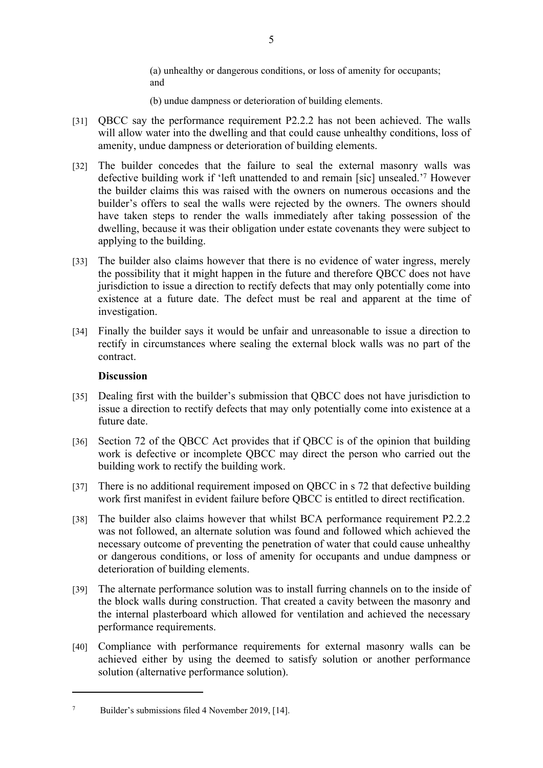(a) unhealthy or dangerous conditions, or loss of amenity for occupants; and

(b) undue dampness or deterioration of building elements.

[31] QBCC say the performance requirement P2.2.2 has not been achieved. The walls will allow water into the dwelling and that could cause unhealthy conditions, loss of amenity, undue dampness or deterioration of building elements.

[32] The builder concedes that the failure to seal the external masonry walls was defective building work if 'left unattended to and remain [sic] unsealed.'[7] However the builder claims this was raised with the owners on numerous occasions and the builder's offers to seal the walls were rejected by the owners. The owners should have taken steps to render the walls immediately after taking possession of the dwelling, because it was their obligation under estate covenants they were subject to applying to the building.

[33] The builder also claims however that there is no evidence of water ingress, merely the possibility that it might happen in the future and therefore QBCC does not have jurisdiction to issue a direction to rectify defects that may only potentially come into existence at a future date. The defect must be real and apparent at the time of investigation.

[34] Finally the builder says it would be unfair and unreasonable to issue a direction to rectify in circumstances where sealing the external block walls was no part of the contract.

**Discussion**

[35] Dealing first with the builder's submission that QBCC does not have jurisdiction to issue a direction to rectify defects that may only potentially come into existence at a future date.

[36] Section 72 of the QBCC Act provides that if QBCC is of the opinion that building work is defective or incomplete QBCC may direct the person who carried out the building work to rectify the building work.

[37] There is no additional requirement imposed on QBCC in s 72 that defective building work first manifest in evident failure before QBCC is entitled to direct rectification.

[38] The builder also claims however that whilst BCA performance requirement P2.2.2 was not followed, an alternate solution was found and followed which achieved the necessary outcome of preventing the penetration of water that could cause unhealthy or dangerous conditions, or loss of amenity for occupants and undue dampness or deterioration of building elements.

[39] The alternate performance solution was to install furring channels on to the inside of the block walls during construction. That created a cavity between the masonry and the internal plasterboard which allowed for ventilation and achieved the necessary performance requirements.

[40] Compliance with performance requirements for external masonry walls can be achieved either by using the deemed to satisfy solution or another performance solution (alternative performance solution).

---

[7] Builder's submissions filed 4 November 2019, [14].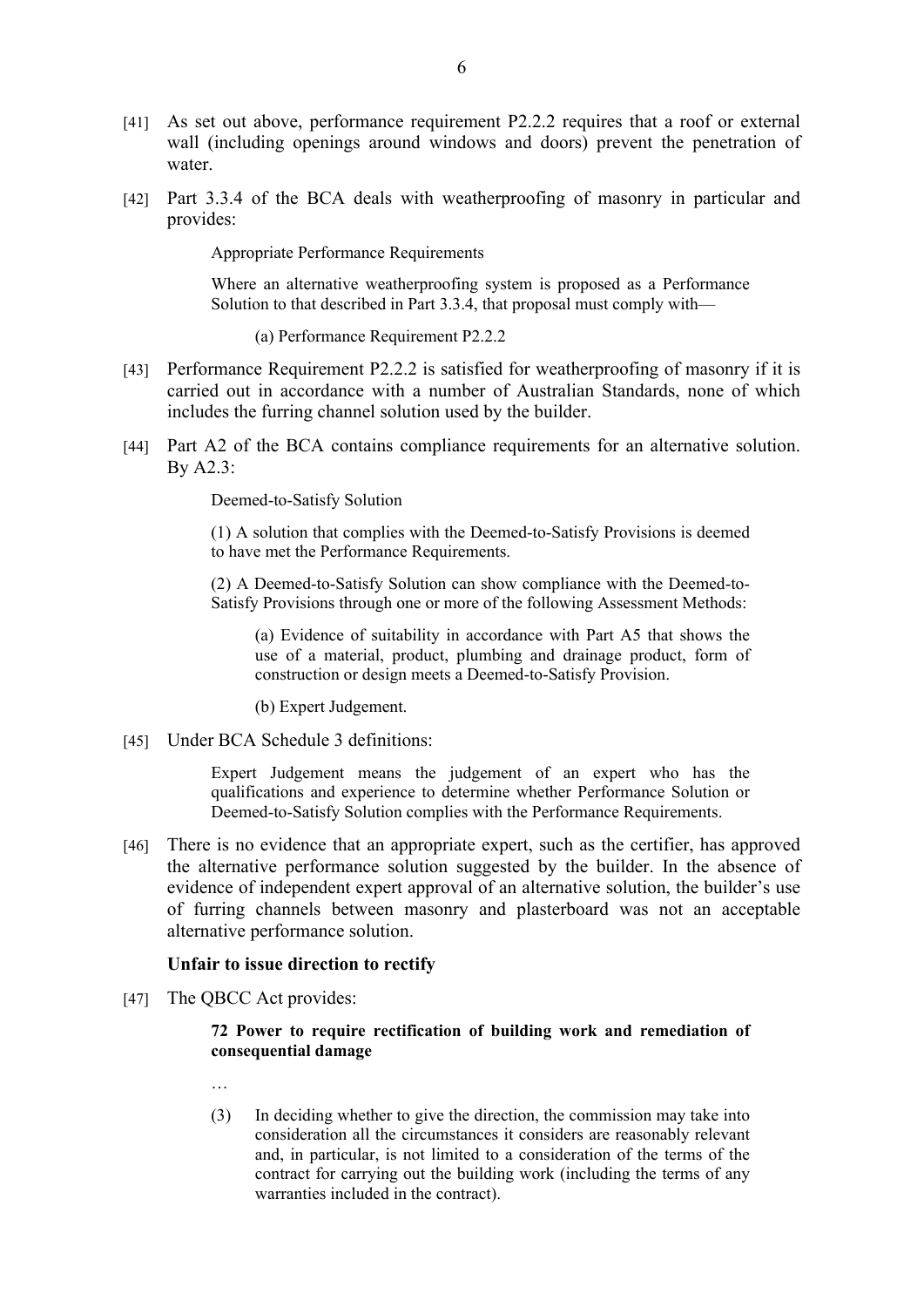[41] As set out above, performance requirement P2.2.2 requires that a roof or external wall (including openings around windows and doors) prevent the penetration of water.

[42] Part 3.3.4 of the BCA deals with weatherproofing of masonry in particular and provides:

> Appropriate Performance Requirements
>
> Where an alternative weatherproofing system is proposed as a Performance Solution to that described in Part 3.3.4, that proposal must comply with—
>
> (a) Performance Requirement P2.2.2

[43] Performance Requirement P2.2.2 is satisfied for weatherproofing of masonry if it is carried out in accordance with a number of Australian Standards, none of which includes the furring channel solution used by the builder.

[44] Part A2 of the BCA contains compliance requirements for an alternative solution. By A2.3:

> Deemed-to-Satisfy Solution
>
> (1) A solution that complies with the Deemed-to-Satisfy Provisions is deemed to have met the Performance Requirements.
>
> (2) A Deemed-to-Satisfy Solution can show compliance with the Deemed-to-Satisfy Provisions through one or more of the following Assessment Methods:
>
> (a) Evidence of suitability in accordance with Part A5 that shows the use of a material, product, plumbing and drainage product, form of construction or design meets a Deemed-to-Satisfy Provision.
>
> (b) Expert Judgement.

[45] Under BCA Schedule 3 definitions:

> Expert Judgement means the judgement of an expert who has the qualifications and experience to determine whether Performance Solution or Deemed-to-Satisfy Solution complies with the Performance Requirements.

[46] There is no evidence that an appropriate expert, such as the certifier, has approved the alternative performance solution suggested by the builder. In the absence of evidence of independent expert approval of an alternative solution, the builder's use of furring channels between masonry and plasterboard was not an acceptable alternative performance solution.

**Unfair to issue direction to rectify**

[47] The QBCC Act provides:

> **72 Power to require rectification of building work and remediation of consequential damage**
>
> …
>
> (3) In deciding whether to give the direction, the commission may take into consideration all the circumstances it considers are reasonably relevant and, in particular, is not limited to a consideration of the terms of the contract for carrying out the building work (including the terms of any warranties included in the contract).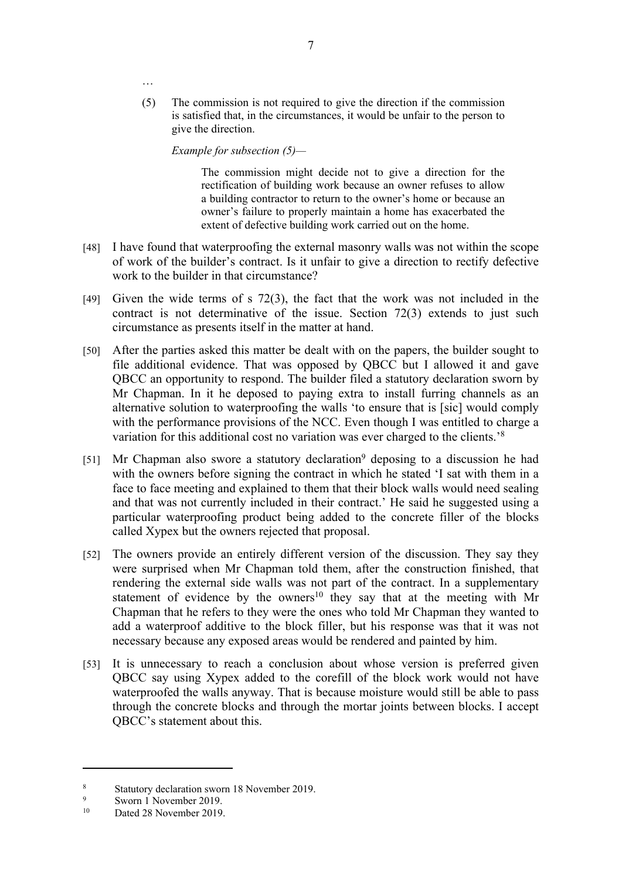…

(5) The commission is not required to give the direction if the commission is satisfied that, in the circumstances, it would be unfair to the person to give the direction.

*Example for subsection (5)—*

> The commission might decide not to give a direction for the rectification of building work because an owner refuses to allow a building contractor to return to the owner's home or because an owner's failure to properly maintain a home has exacerbated the extent of defective building work carried out on the home.

[48] I have found that waterproofing the external masonry walls was not within the scope of work of the builder's contract. Is it unfair to give a direction to rectify defective work to the builder in that circumstance?

[49] Given the wide terms of s 72(3), the fact that the work was not included in the contract is not determinative of the issue. Section 72(3) extends to just such circumstance as presents itself in the matter at hand.

[50] After the parties asked this matter be dealt with on the papers, the builder sought to file additional evidence. That was opposed by QBCC but I allowed it and gave QBCC an opportunity to respond. The builder filed a statutory declaration sworn by Mr Chapman. In it he deposed to paying extra to install furring channels as an alternative solution to waterproofing the walls 'to ensure that is [sic] would comply with the performance provisions of the NCC. Even though I was entitled to charge a variation for this additional cost no variation was ever charged to the clients.'[8]

[51] Mr Chapman also swore a statutory declaration[9] deposing to a discussion he had with the owners before signing the contract in which he stated 'I sat with them in a face to face meeting and explained to them that their block walls would need sealing and that was not currently included in their contract.' He said he suggested using a particular waterproofing product being added to the concrete filler of the blocks called Xypex but the owners rejected that proposal.

[52] The owners provide an entirely different version of the discussion. They say they were surprised when Mr Chapman told them, after the construction finished, that rendering the external side walls was not part of the contract. In a supplementary statement of evidence by the owners[10] they say that at the meeting with Mr Chapman that he refers to they were the ones who told Mr Chapman they wanted to add a waterproof additive to the block filler, but his response was that it was not necessary because any exposed areas would be rendered and painted by him.

[53] It is unnecessary to reach a conclusion about whose version is preferred given QBCC say using Xypex added to the corefill of the block work would not have waterproofed the walls anyway. That is because moisture would still be able to pass through the concrete blocks and through the mortar joints between blocks. I accept QBCC's statement about this.

---

[8] Statutory declaration sworn 18 November 2019.

[9] Sworn 1 November 2019.

[10] Dated 28 November 2019.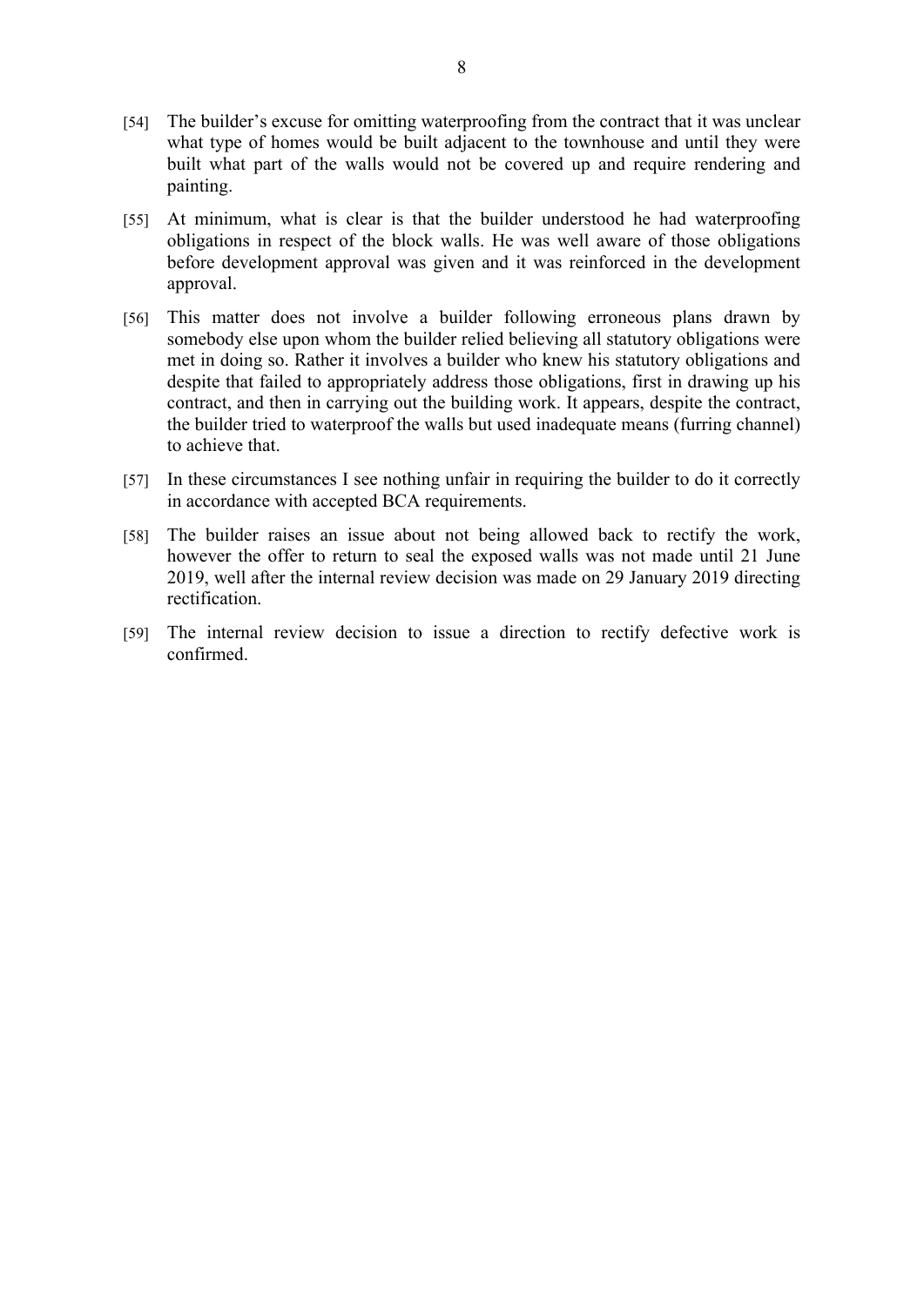[54] The builder's excuse for omitting waterproofing from the contract that it was unclear what type of homes would be built adjacent to the townhouse and until they were built what part of the walls would not be covered up and require rendering and painting.

[55] At minimum, what is clear is that the builder understood he had waterproofing obligations in respect of the block walls. He was well aware of those obligations before development approval was given and it was reinforced in the development approval.

[56] This matter does not involve a builder following erroneous plans drawn by somebody else upon whom the builder relied believing all statutory obligations were met in doing so. Rather it involves a builder who knew his statutory obligations and despite that failed to appropriately address those obligations, first in drawing up his contract, and then in carrying out the building work. It appears, despite the contract, the builder tried to waterproof the walls but used inadequate means (furring channel) to achieve that.

[57] In these circumstances I see nothing unfair in requiring the builder to do it correctly in accordance with accepted BCA requirements.

[58] The builder raises an issue about not being allowed back to rectify the work, however the offer to return to seal the exposed walls was not made until 21 June 2019, well after the internal review decision was made on 29 January 2019 directing rectification.

[59] The internal review decision to issue a direction to rectify defective work is confirmed.